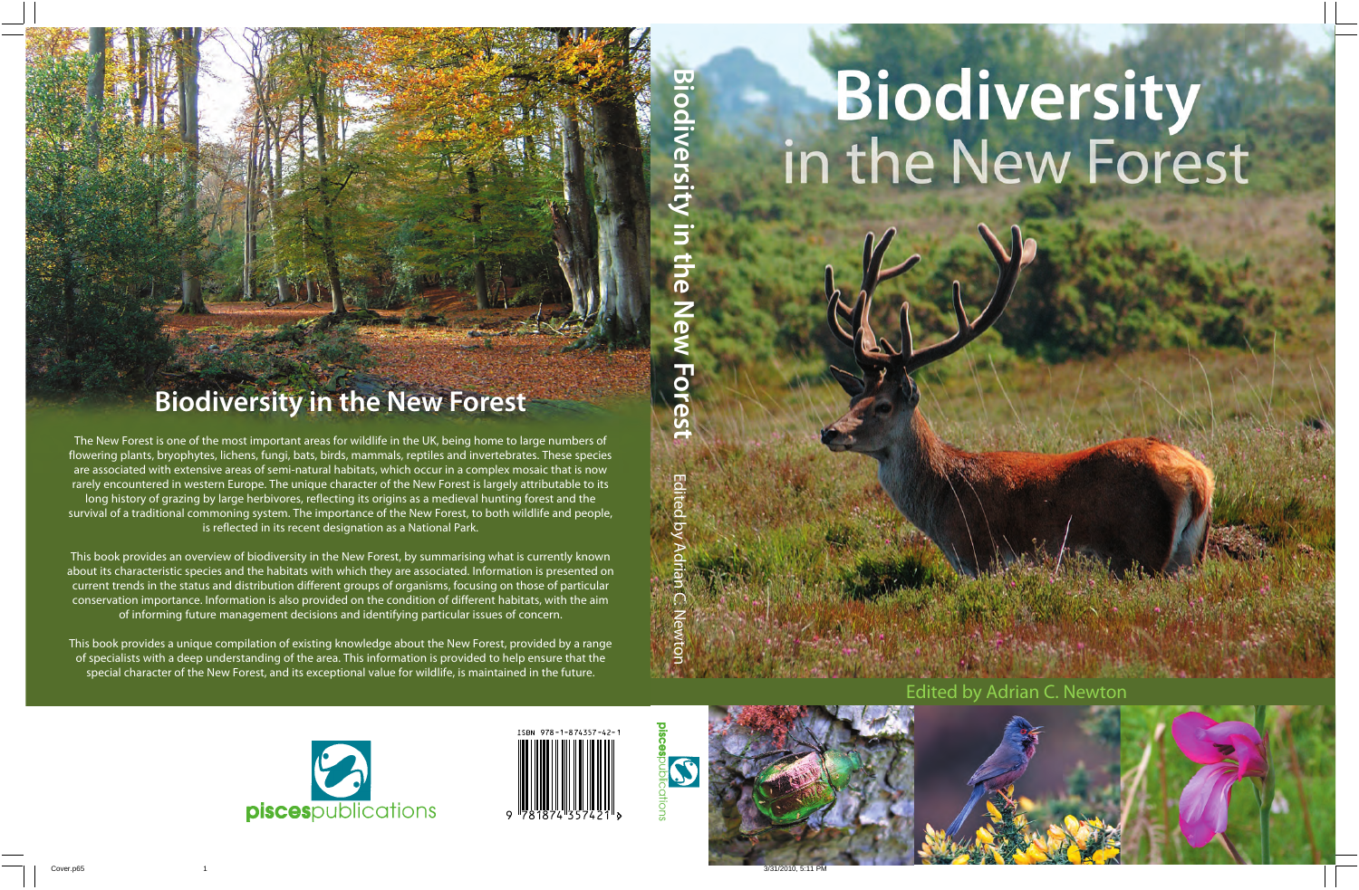# Biodiversity in the New Forest

Edited by Adrian C. Newton

## Biodiversity in the New Forest

The New Forest is one of the most important areas for wildlife in the UK, being home to large numbers of flowering plants, bryophytes, lichens, fungi, bats, birds, mammals, reptiles and invertebrates. These species are associated with extensive areas of semi-natural habitats, which occur in a complex mosaic that is now rarely encountered in western Europe. The unique character of the New Forest is largely attributable to its long history of grazing by large herbivores, reflecting its origins as a medieval hunting forest and the survival of a traditional commoning system. The importance of the New Forest, to both wildlife and people, is reflected in its recent designation as a National Park.

This book provides an overview of biodiversity in the New Forest, by summarising what is currently known about its characteristic species and the habitats with which they are associated. Information is presented on current trends in the status and distribution different groups of organisms, focusing on those of particular conservation importance. Information is also provided on the condition of different habitats, with the aim of informing future management decisions and identifying particular issues of concern.

This book provides a unique compilation of existing knowledge about the New Forest, provided by a range of specialists with a deep understanding of the area. This information is provided to help ensure that the special character of the New Forest, and its exceptional value for wildlife, is maintained in the future.

piscespublications

ISBN 978-1-874357-42-1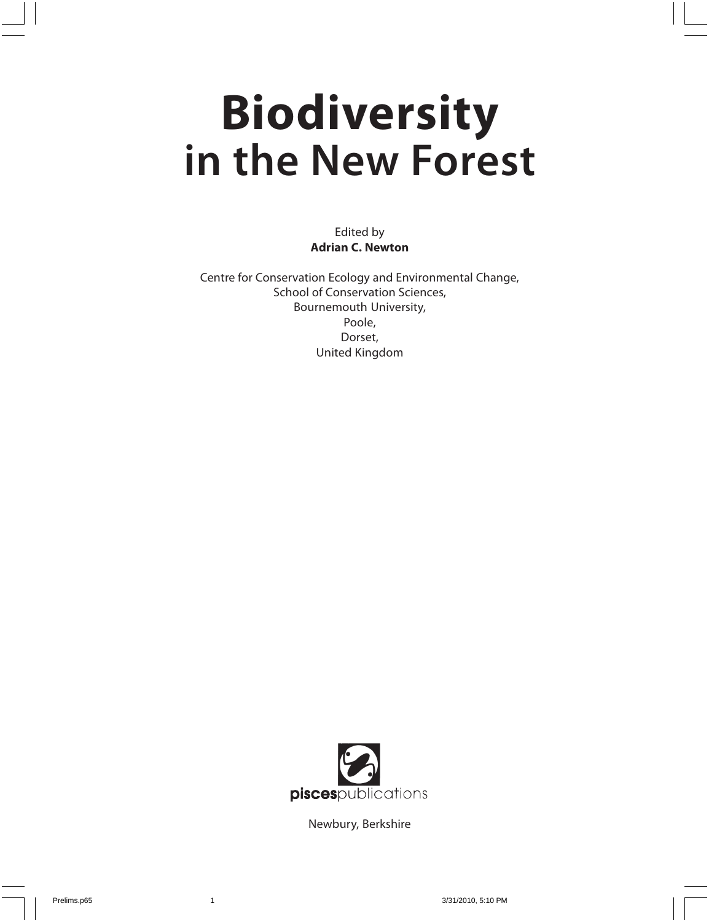# Biodiversity in the New Forest

Edited by
**Adrian C. Newton**

Centre for Conservation Ecology and Environmental Change,
School of Conservation Sciences,
Bournemouth University,
Poole,
Dorset,
United Kingdom

**pisces**publications

Newbury, Berkshire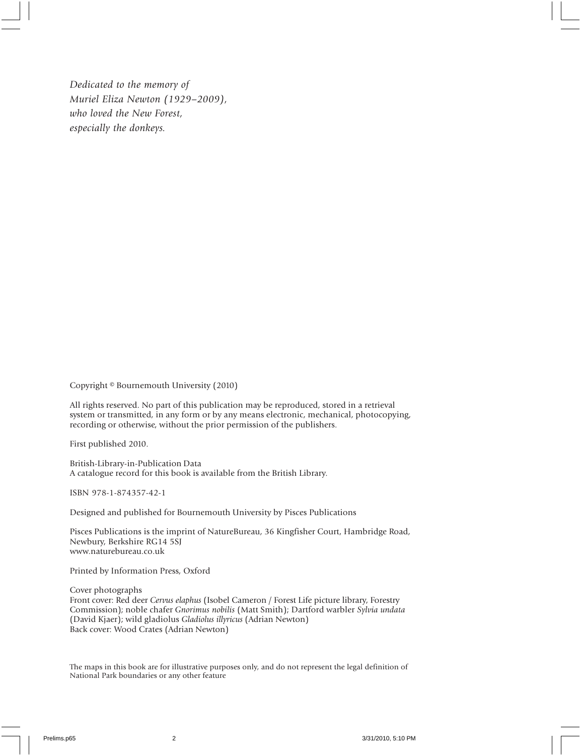*Dedicated to the memory of*
*Muriel Eliza Newton (1929–2009),*
*who loved the New Forest,*
*especially the donkeys.*

Copyright © Bournemouth University (2010)

All rights reserved. No part of this publication may be reproduced, stored in a retrieval system or transmitted, in any form or by any means electronic, mechanical, photocopying, recording or otherwise, without the prior permission of the publishers.

First published 2010.

British-Library-in-Publication Data
A catalogue record for this book is available from the British Library.

ISBN 978-1-874357-42-1

Designed and published for Bournemouth University by Pisces Publications

Pisces Publications is the imprint of NatureBureau, 36 Kingfisher Court, Hambridge Road, Newbury, Berkshire RG14 5SJ
www.naturebureau.co.uk

Printed by Information Press, Oxford

Cover photographs
Front cover: Red deer *Cervus elaphus* (Isobel Cameron / Forest Life picture library, Forestry Commission); noble chafer *Gnorimus nobilis* (Matt Smith); Dartford warbler *Sylvia undata* (David Kjaer); wild gladiolus *Gladiolus illyricus* (Adrian Newton)
Back cover: Wood Crates (Adrian Newton)

The maps in this book are for illustrative purposes only, and do not represent the legal definition of National Park boundaries or any other feature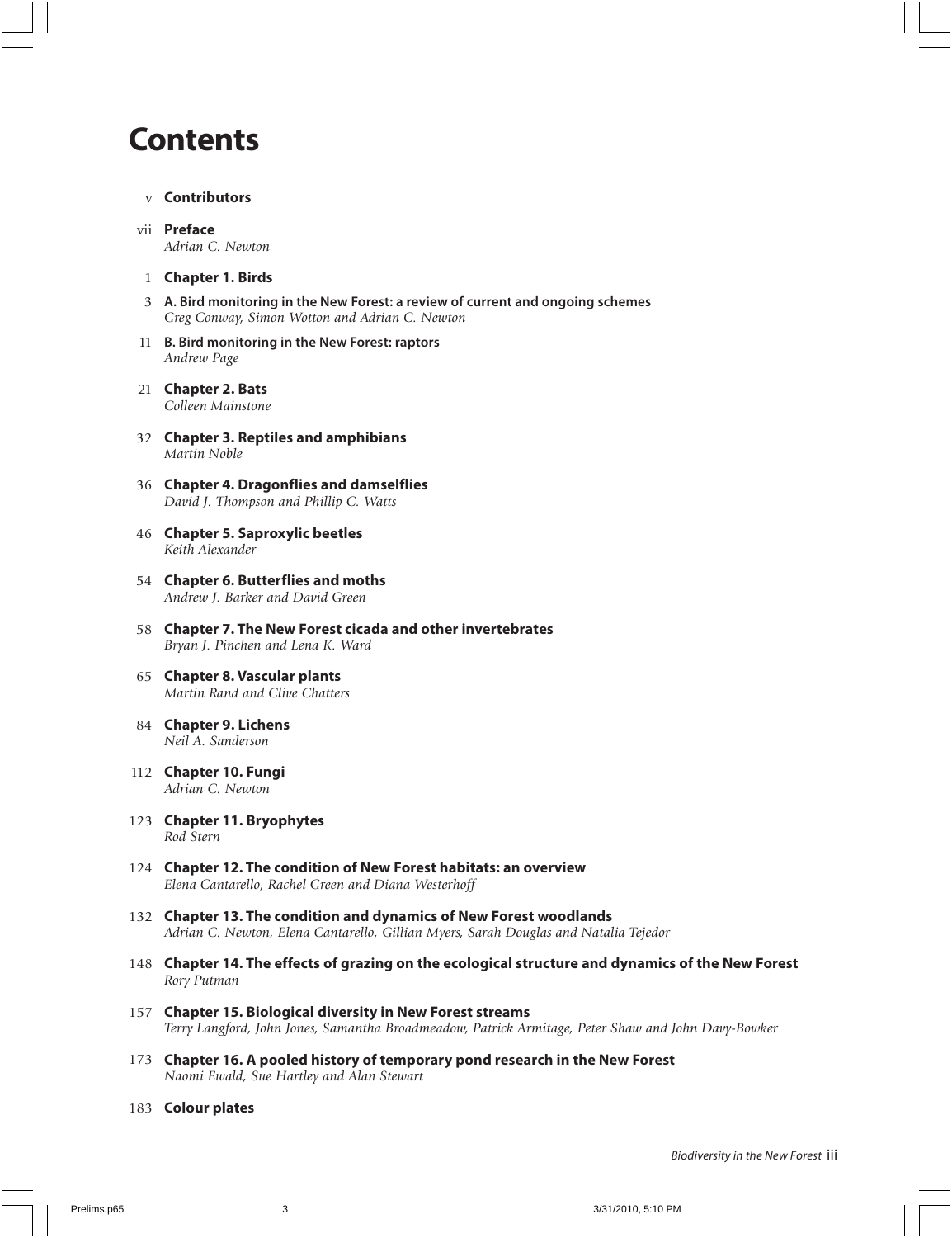# Contents

v **Contributors**

vii **Preface**
*Adrian C. Newton*

1 **Chapter 1. Birds**

3 **A. Bird monitoring in the New Forest: a review of current and ongoing schemes**
*Greg Conway, Simon Wotton and Adrian C. Newton*

11 **B. Bird monitoring in the New Forest: raptors**
*Andrew Page*

21 **Chapter 2. Bats**
*Colleen Mainstone*

32 **Chapter 3. Reptiles and amphibians**
*Martin Noble*

36 **Chapter 4. Dragonflies and damselflies**
*David J. Thompson and Phillip C. Watts*

46 **Chapter 5. Saproxylic beetles**
*Keith Alexander*

54 **Chapter 6. Butterflies and moths**
*Andrew J. Barker and David Green*

58 **Chapter 7. The New Forest cicada and other invertebrates**
*Bryan J. Pinchen and Lena K. Ward*

65 **Chapter 8. Vascular plants**
*Martin Rand and Clive Chatters*

84 **Chapter 9. Lichens**
*Neil A. Sanderson*

112 **Chapter 10. Fungi**
*Adrian C. Newton*

123 **Chapter 11. Bryophytes**
*Rod Stern*

124 **Chapter 12. The condition of New Forest habitats: an overview**
*Elena Cantarello, Rachel Green and Diana Westerhoff*

132 **Chapter 13. The condition and dynamics of New Forest woodlands**
*Adrian C. Newton, Elena Cantarello, Gillian Myers, Sarah Douglas and Natalia Tejedor*

148 **Chapter 14. The effects of grazing on the ecological structure and dynamics of the New Forest**
*Rory Putman*

157 **Chapter 15. Biological diversity in New Forest streams**
*Terry Langford, John Jones, Samantha Broadmeadow, Patrick Armitage, Peter Shaw and John Davy-Bowker*

173 **Chapter 16. A pooled history of temporary pond research in the New Forest**
*Naomi Ewald, Sue Hartley and Alan Stewart*

183 **Colour plates**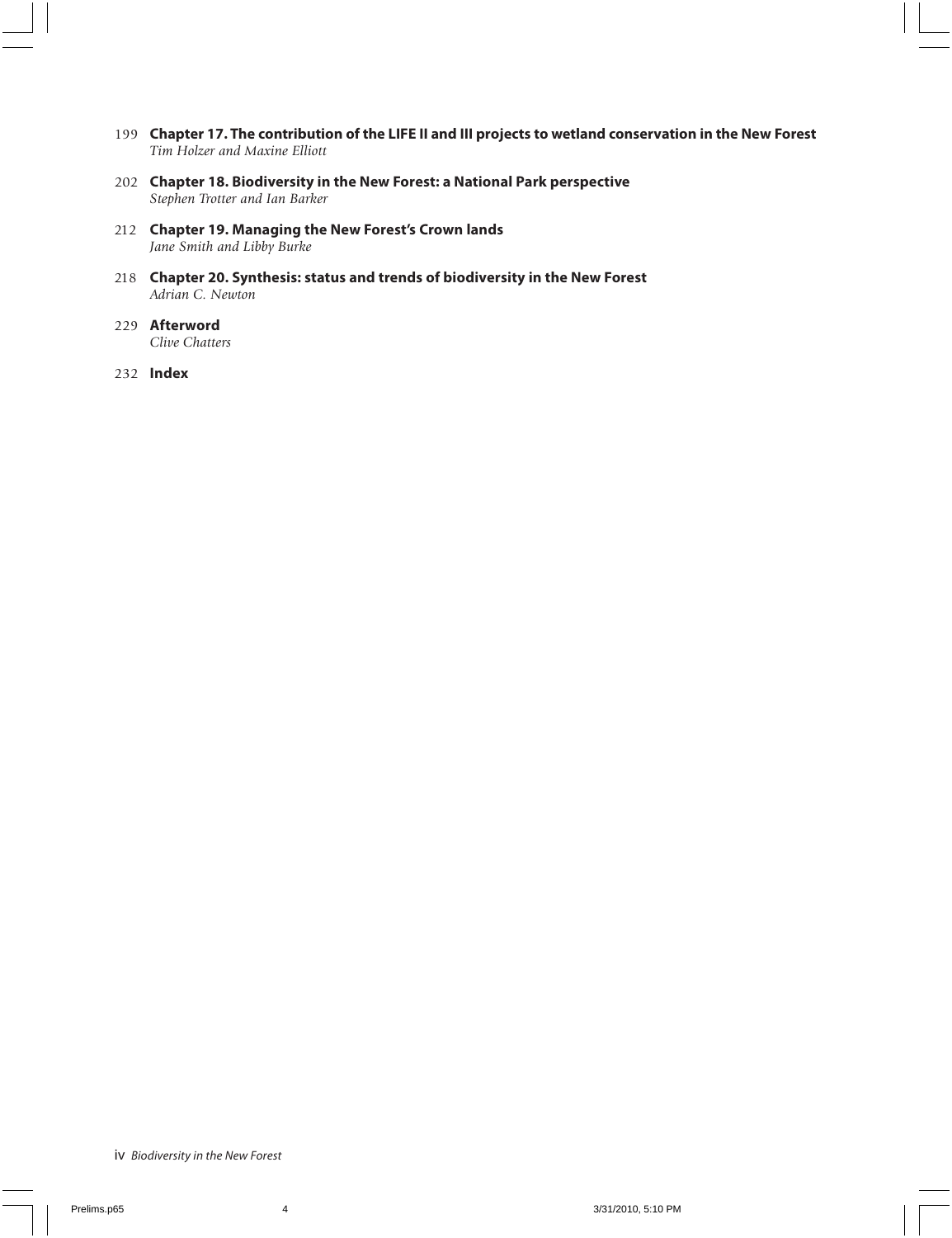199 **Chapter 17. The contribution of the LIFE II and III projects to wetland conservation in the New Forest**
*Tim Holzer and Maxine Elliott*

202 **Chapter 18. Biodiversity in the New Forest: a National Park perspective**
*Stephen Trotter and Ian Barker*

212 **Chapter 19. Managing the New Forest's Crown lands**
*Jane Smith and Libby Burke*

218 **Chapter 20. Synthesis: status and trends of biodiversity in the New Forest**
*Adrian C. Newton*

229 **Afterword**
*Clive Chatters*

232 **Index**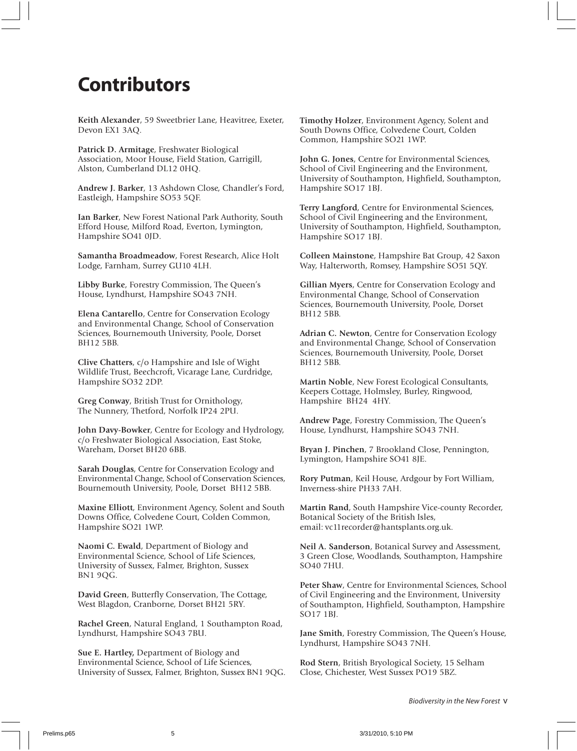# Contributors

**Keith Alexander**, 59 Sweetbrier Lane, Heavitree, Exeter, Devon EX1 3AQ.

**Patrick D. Armitage**, Freshwater Biological Association, Moor House, Field Station, Garrigill, Alston, Cumberland DL12 0HQ.

**Andrew J. Barker**, 13 Ashdown Close, Chandler's Ford, Eastleigh, Hampshire SO53 5QF.

**Ian Barker**, New Forest National Park Authority, South Efford House, Milford Road, Everton, Lymington, Hampshire SO41 0JD.

**Samantha Broadmeadow**, Forest Research, Alice Holt Lodge, Farnham, Surrey GU10 4LH.

**Libby Burke**, Forestry Commission, The Queen's House, Lyndhurst, Hampshire SO43 7NH.

**Elena Cantarello**, Centre for Conservation Ecology and Environmental Change, School of Conservation Sciences, Bournemouth University, Poole, Dorset BH12 5BB.

**Clive Chatters**, c/o Hampshire and Isle of Wight Wildlife Trust, Beechcroft, Vicarage Lane, Curdridge, Hampshire SO32 2DP.

**Greg Conway**, British Trust for Ornithology, The Nunnery, Thetford, Norfolk IP24 2PU.

**John Davy-Bowker**, Centre for Ecology and Hydrology, c/o Freshwater Biological Association, East Stoke, Wareham, Dorset BH20 6BB.

**Sarah Douglas**, Centre for Conservation Ecology and Environmental Change, School of Conservation Sciences, Bournemouth University, Poole, Dorset BH12 5BB.

**Maxine Elliott**, Environment Agency, Solent and South Downs Office, Colvedene Court, Colden Common, Hampshire SO21 1WP.

**Naomi C. Ewald**, Department of Biology and Environmental Science, School of Life Sciences, University of Sussex, Falmer, Brighton, Sussex BN1 9QG.

**David Green**, Butterfly Conservation, The Cottage, West Blagdon, Cranborne, Dorset BH21 5RY.

**Rachel Green**, Natural England, 1 Southampton Road, Lyndhurst, Hampshire SO43 7BU.

**Sue E. Hartley,** Department of Biology and Environmental Science, School of Life Sciences, University of Sussex, Falmer, Brighton, Sussex BN1 9QG.

**Timothy Holzer**, Environment Agency, Solent and South Downs Office, Colvedene Court, Colden Common, Hampshire SO21 1WP.

**John G. Jones**, Centre for Environmental Sciences, School of Civil Engineering and the Environment, University of Southampton, Highfield, Southampton, Hampshire SO17 1BJ.

**Terry Langford**, Centre for Environmental Sciences, School of Civil Engineering and the Environment, University of Southampton, Highfield, Southampton, Hampshire SO17 1BJ.

**Colleen Mainstone**, Hampshire Bat Group, 42 Saxon Way, Halterworth, Romsey, Hampshire SO51 5QY.

**Gillian Myers**, Centre for Conservation Ecology and Environmental Change, School of Conservation Sciences, Bournemouth University, Poole, Dorset BH12 5BB.

**Adrian C. Newton**, Centre for Conservation Ecology and Environmental Change, School of Conservation Sciences, Bournemouth University, Poole, Dorset BH12 5BB.

**Martin Noble**, New Forest Ecological Consultants, Keepers Cottage, Holmsley, Burley, Ringwood, Hampshire BH24 4HY.

**Andrew Page**, Forestry Commission, The Queen's House, Lyndhurst, Hampshire SO43 7NH.

**Bryan J. Pinchen**, 7 Brookland Close, Pennington, Lymington, Hampshire SO41 8JE.

**Rory Putman**, Keil House, Ardgour by Fort William, Inverness-shire PH33 7AH.

**Martin Rand**, South Hampshire Vice-county Recorder, Botanical Society of the British Isles, email: vc11recorder@hantsplants.org.uk.

**Neil A. Sanderson**, Botanical Survey and Assessment, 3 Green Close, Woodlands, Southampton, Hampshire SO40 7HU.

**Peter Shaw**, Centre for Environmental Sciences, School of Civil Engineering and the Environment, University of Southampton, Highfield, Southampton, Hampshire SO17 1BJ.

**Jane Smith**, Forestry Commission, The Queen's House, Lyndhurst, Hampshire SO43 7NH.

**Rod Stern**, British Bryological Society, 15 Selham Close, Chichester, West Sussex PO19 5BZ.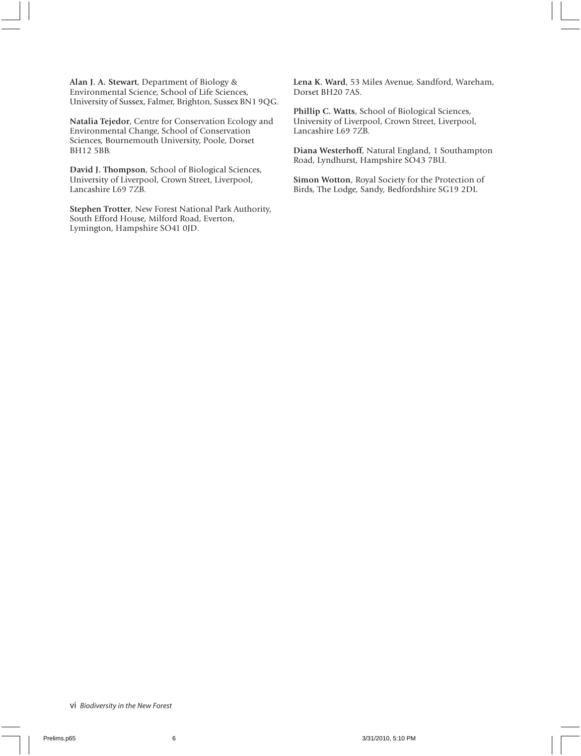**Alan J. A. Stewart**, Department of Biology & Environmental Science, School of Life Sciences, University of Sussex, Falmer, Brighton, Sussex BN1 9QG.

**Natalia Tejedor**, Centre for Conservation Ecology and Environmental Change, School of Conservation Sciences, Bournemouth University, Poole, Dorset BH12 5BB.

**David J. Thompson**, School of Biological Sciences, University of Liverpool, Crown Street, Liverpool, Lancashire L69 7ZB.

**Stephen Trotter**, New Forest National Park Authority, South Efford House, Milford Road, Everton, Lymington, Hampshire SO41 0JD.

**Lena K. Ward**, 53 Miles Avenue, Sandford, Wareham, Dorset BH20 7AS.

**Phillip C. Watts**, School of Biological Sciences, University of Liverpool, Crown Street, Liverpool, Lancashire L69 7ZB.

**Diana Westerhoff**, Natural England, 1 Southampton Road, Lyndhurst, Hampshire SO43 7BU.

**Simon Wotton**, Royal Society for the Protection of Birds, The Lodge, Sandy, Bedfordshire SG19 2DL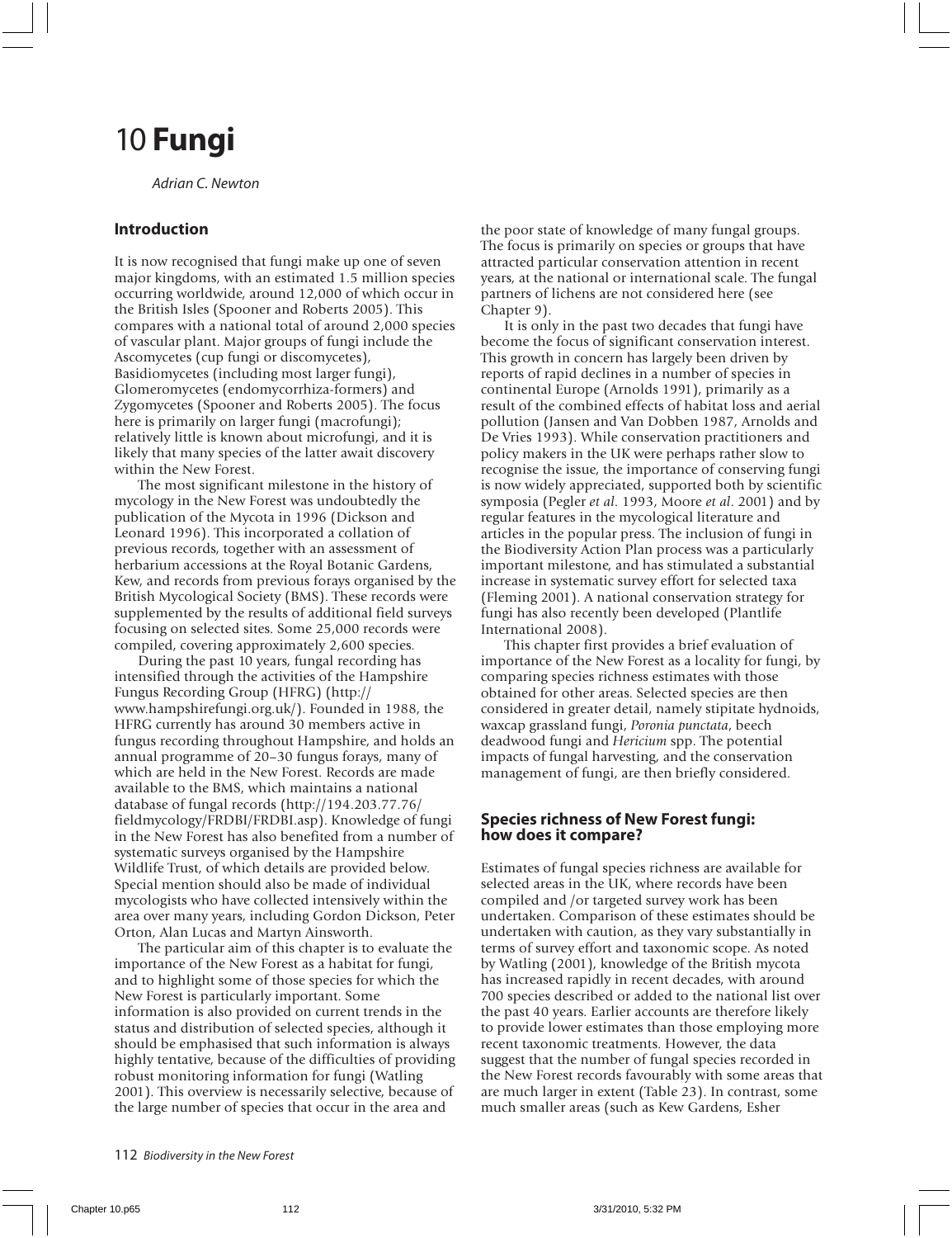# 10 **Fungi**

*Adrian C. Newton*

## Introduction

It is now recognised that fungi make up one of seven major kingdoms, with an estimated 1.5 million species occurring worldwide, around 12,000 of which occur in the British Isles (Spooner and Roberts 2005). This compares with a national total of around 2,000 species of vascular plant. Major groups of fungi include the Ascomycetes (cup fungi or discomycetes), Basidiomycetes (including most larger fungi), Glomeromycetes (endomycorrhiza-formers) and Zygomycetes (Spooner and Roberts 2005). The focus here is primarily on larger fungi (macrofungi); relatively little is known about microfungi, and it is likely that many species of the latter await discovery within the New Forest.

The most significant milestone in the history of mycology in the New Forest was undoubtedly the publication of the Mycota in 1996 (Dickson and Leonard 1996). This incorporated a collation of previous records, together with an assessment of herbarium accessions at the Royal Botanic Gardens, Kew, and records from previous forays organised by the British Mycological Society (BMS). These records were supplemented by the results of additional field surveys focusing on selected sites. Some 25,000 records were compiled, covering approximately 2,600 species.

During the past 10 years, fungal recording has intensified through the activities of the Hampshire Fungus Recording Group (HFRG) (http://www.hampshirefungi.org.uk/). Founded in 1988, the HFRG currently has around 30 members active in fungus recording throughout Hampshire, and holds an annual programme of 20–30 fungus forays, many of which are held in the New Forest. Records are made available to the BMS, which maintains a national database of fungal records (http://194.203.77.76/fieldmycology/FRDBI/FRDBI.asp). Knowledge of fungi in the New Forest has also benefited from a number of systematic surveys organised by the Hampshire Wildlife Trust, of which details are provided below. Special mention should also be made of individual mycologists who have collected intensively within the area over many years, including Gordon Dickson, Peter Orton, Alan Lucas and Martyn Ainsworth.

The particular aim of this chapter is to evaluate the importance of the New Forest as a habitat for fungi, and to highlight some of those species for which the New Forest is particularly important. Some information is also provided on current trends in the status and distribution of selected species, although it should be emphasised that such information is always highly tentative, because of the difficulties of providing robust monitoring information for fungi (Watling 2001). This overview is necessarily selective, because of the large number of species that occur in the area and the poor state of knowledge of many fungal groups. The focus is primarily on species or groups that have attracted particular conservation attention in recent years, at the national or international scale. The fungal partners of lichens are not considered here (see Chapter 9).

It is only in the past two decades that fungi have become the focus of significant conservation interest. This growth in concern has largely been driven by reports of rapid declines in a number of species in continental Europe (Arnolds 1991), primarily as a result of the combined effects of habitat loss and aerial pollution (Jansen and Van Dobben 1987, Arnolds and De Vries 1993). While conservation practitioners and policy makers in the UK were perhaps rather slow to recognise the issue, the importance of conserving fungi is now widely appreciated, supported both by scientific symposia (Pegler *et al*. 1993, Moore *et al*. 2001) and by regular features in the mycological literature and articles in the popular press. The inclusion of fungi in the Biodiversity Action Plan process was a particularly important milestone, and has stimulated a substantial increase in systematic survey effort for selected taxa (Fleming 2001). A national conservation strategy for fungi has also recently been developed (Plantlife International 2008).

This chapter first provides a brief evaluation of importance of the New Forest as a locality for fungi, by comparing species richness estimates with those obtained for other areas. Selected species are then considered in greater detail, namely stipitate hydnoids, waxcap grassland fungi, *Poronia punctata*, beech deadwood fungi and *Hericium* spp. The potential impacts of fungal harvesting, and the conservation management of fungi, are then briefly considered.

## Species richness of New Forest fungi: how does it compare?

Estimates of fungal species richness are available for selected areas in the UK, where records have been compiled and /or targeted survey work has been undertaken. Comparison of these estimates should be undertaken with caution, as they vary substantially in terms of survey effort and taxonomic scope. As noted by Watling (2001), knowledge of the British mycota has increased rapidly in recent decades, with around 700 species described or added to the national list over the past 40 years. Earlier accounts are therefore likely to provide lower estimates than those employing more recent taxonomic treatments. However, the data suggest that the number of fungal species recorded in the New Forest records favourably with some areas that are much larger in extent (Table 23). In contrast, some much smaller areas (such as Kew Gardens, Esher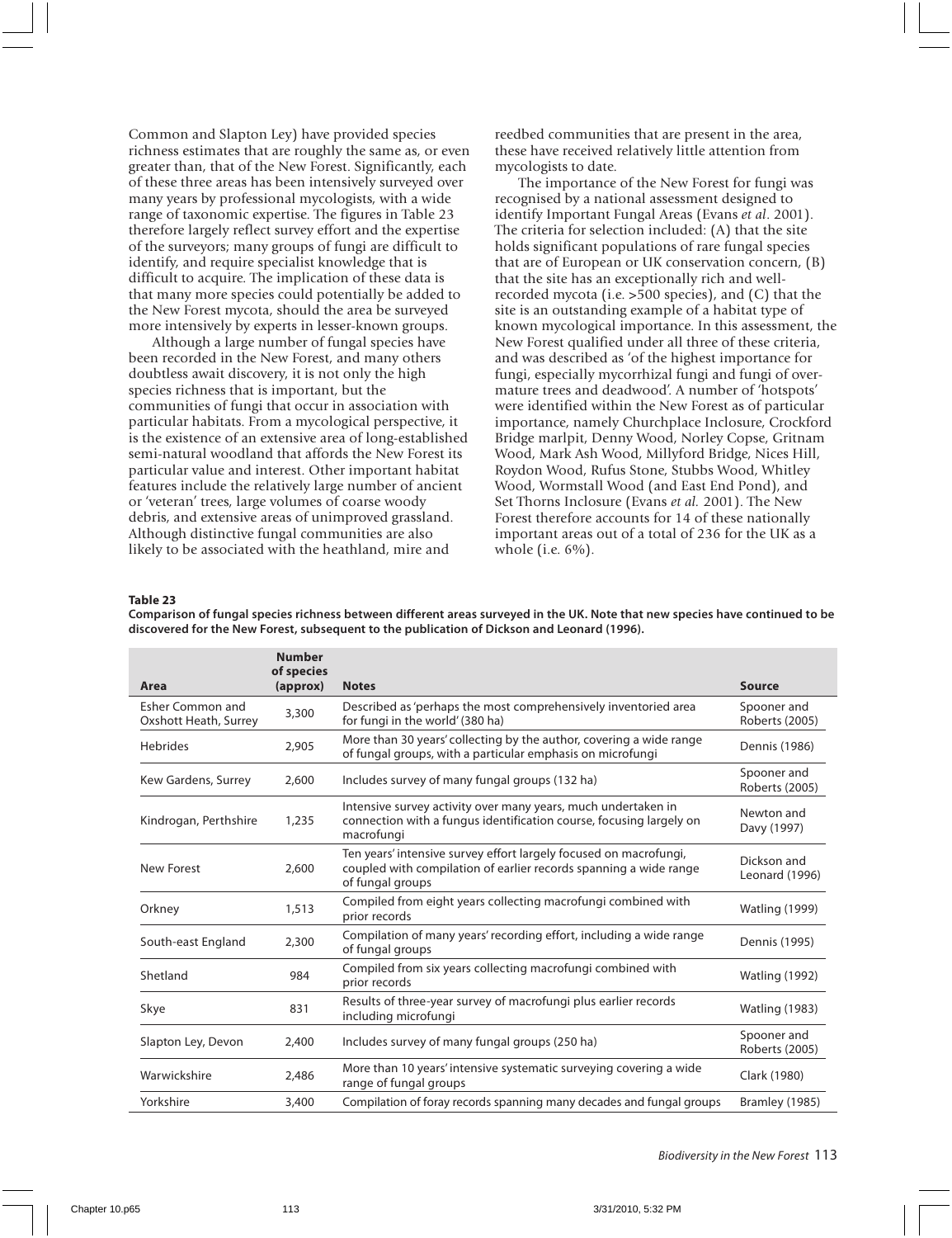Common and Slapton Ley) have provided species richness estimates that are roughly the same as, or even greater than, that of the New Forest. Significantly, each of these three areas has been intensively surveyed over many years by professional mycologists, with a wide range of taxonomic expertise. The figures in Table 23 therefore largely reflect survey effort and the expertise of the surveyors; many groups of fungi are difficult to identify, and require specialist knowledge that is difficult to acquire. The implication of these data is that many more species could potentially be added to the New Forest mycota, should the area be surveyed more intensively by experts in lesser-known groups.

Although a large number of fungal species have been recorded in the New Forest, and many others doubtless await discovery, it is not only the high species richness that is important, but the communities of fungi that occur in association with particular habitats. From a mycological perspective, it is the existence of an extensive area of long-established semi-natural woodland that affords the New Forest its particular value and interest. Other important habitat features include the relatively large number of ancient or 'veteran' trees, large volumes of coarse woody debris, and extensive areas of unimproved grassland. Although distinctive fungal communities are also likely to be associated with the heathland, mire and reedbed communities that are present in the area, these have received relatively little attention from mycologists to date.

The importance of the New Forest for fungi was recognised by a national assessment designed to identify Important Fungal Areas (Evans *et al*. 2001). The criteria for selection included: (A) that the site holds significant populations of rare fungal species that are of European or UK conservation concern, (B) that the site has an exceptionally rich and well-recorded mycota (i.e. >500 species), and (C) that the site is an outstanding example of a habitat type of known mycological importance. In this assessment, the New Forest qualified under all three of these criteria, and was described as 'of the highest importance for fungi, especially mycorrhizal fungi and fungi of over-mature trees and deadwood'. A number of 'hotspots' were identified within the New Forest as of particular importance, namely Churchplace Inclosure, Crockford Bridge marlpit, Denny Wood, Norley Copse, Gritnam Wood, Mark Ash Wood, Millyford Bridge, Nices Hill, Roydon Wood, Rufus Stone, Stubbs Wood, Whitley Wood, Wormstall Wood (and East End Pond), and Set Thorns Inclosure (Evans *et al.* 2001). The New Forest therefore accounts for 14 of these nationally important areas out of a total of 236 for the UK as a whole (i.e. 6%).

**Table 23**

**Comparison of fungal species richness between different areas surveyed in the UK. Note that new species have continued to be discovered for the New Forest, subsequent to the publication of Dickson and Leonard (1996).**

| Area | Number of species (approx) | Notes | Source |
|---|---|---|---|
| Esher Common and Oxshott Heath, Surrey | 3,300 | Described as 'perhaps the most comprehensively inventoried area for fungi in the world' (380 ha) | Spooner and Roberts (2005) |
| Hebrides | 2,905 | More than 30 years' collecting by the author, covering a wide range of fungal groups, with a particular emphasis on microfungi | Dennis (1986) |
| Kew Gardens, Surrey | 2,600 | Includes survey of many fungal groups (132 ha) | Spooner and Roberts (2005) |
| Kindrogan, Perthshire | 1,235 | Intensive survey activity over many years, much undertaken in connection with a fungus identification course, focusing largely on macrofungi | Newton and Davy (1997) |
| New Forest | 2,600 | Ten years' intensive survey effort largely focused on macrofungi, coupled with compilation of earlier records spanning a wide range of fungal groups | Dickson and Leonard (1996) |
| Orkney | 1,513 | Compiled from eight years collecting macrofungi combined with prior records | Watling (1999) |
| South-east England | 2,300 | Compilation of many years' recording effort, including a wide range of fungal groups | Dennis (1995) |
| Shetland | 984 | Compiled from six years collecting macrofungi combined with prior records | Watling (1992) |
| Skye | 831 | Results of three-year survey of macrofungi plus earlier records including microfungi | Watling (1983) |
| Slapton Ley, Devon | 2,400 | Includes survey of many fungal groups (250 ha) | Spooner and Roberts (2005) |
| Warwickshire | 2,486 | More than 10 years' intensive systematic surveying covering a wide range of fungal groups | Clark (1980) |
| Yorkshire | 3,400 | Compilation of foray records spanning many decades and fungal groups | Bramley (1985) |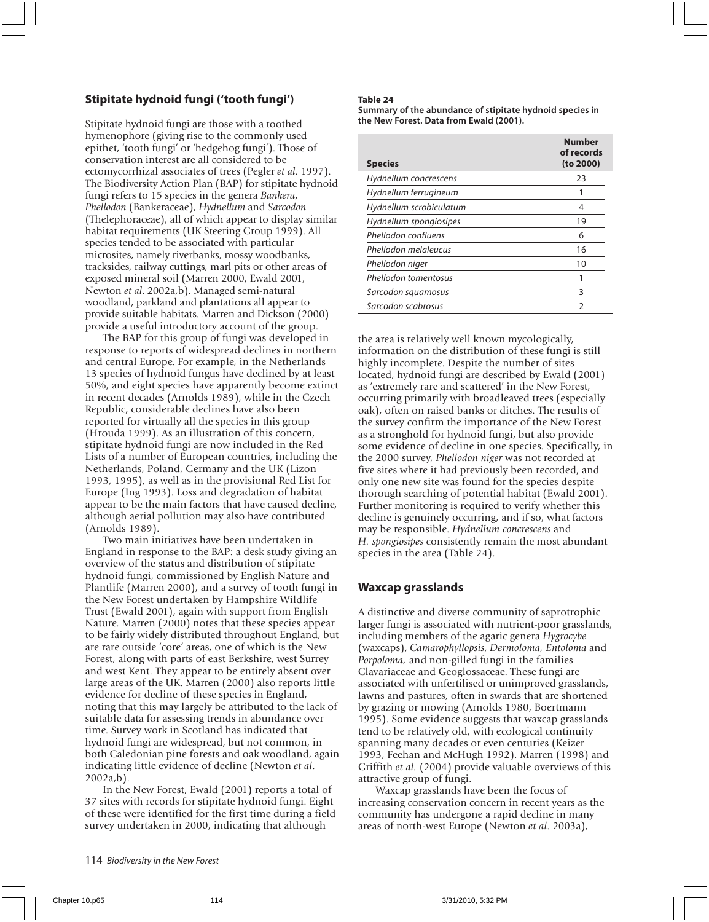## Stipitate hydnoid fungi ('tooth fungi')

Stipitate hydnoid fungi are those with a toothed hymenophore (giving rise to the commonly used epithet, 'tooth fungi' or 'hedgehog fungi'). Those of conservation interest are all considered to be ectomycorrhizal associates of trees (Pegler *et al.* 1997). The Biodiversity Action Plan (BAP) for stipitate hydnoid fungi refers to 15 species in the genera *Bankera*, *Phellodon* (Bankeraceae), *Hydnellum* and *Sarcodon* (Thelephoraceae), all of which appear to display similar habitat requirements (UK Steering Group 1999). All species tended to be associated with particular microsites, namely riverbanks, mossy woodbanks, tracksides, railway cuttings, marl pits or other areas of exposed mineral soil (Marren 2000, Ewald 2001, Newton *et al.* 2002a,b). Managed semi-natural woodland, parkland and plantations all appear to provide suitable habitats. Marren and Dickson (2000) provide a useful introductory account of the group.

The BAP for this group of fungi was developed in response to reports of widespread declines in northern and central Europe. For example, in the Netherlands 13 species of hydnoid fungus have declined by at least 50%, and eight species have apparently become extinct in recent decades (Arnolds 1989), while in the Czech Republic, considerable declines have also been reported for virtually all the species in this group (Hrouda 1999). As an illustration of this concern, stipitate hydnoid fungi are now included in the Red Lists of a number of European countries, including the Netherlands, Poland, Germany and the UK (Lizon 1993, 1995), as well as in the provisional Red List for Europe (Ing 1993). Loss and degradation of habitat appear to be the main factors that have caused decline, although aerial pollution may also have contributed (Arnolds 1989).

Two main initiatives have been undertaken in England in response to the BAP: a desk study giving an overview of the status and distribution of stipitate hydnoid fungi, commissioned by English Nature and Plantlife (Marren 2000), and a survey of tooth fungi in the New Forest undertaken by Hampshire Wildlife Trust (Ewald 2001), again with support from English Nature. Marren (2000) notes that these species appear to be fairly widely distributed throughout England, but are rare outside 'core' areas, one of which is the New Forest, along with parts of east Berkshire, west Surrey and west Kent. They appear to be entirely absent over large areas of the UK. Marren (2000) also reports little evidence for decline of these species in England, noting that this may largely be attributed to the lack of suitable data for assessing trends in abundance over time. Survey work in Scotland has indicated that hydnoid fungi are widespread, but not common, in both Caledonian pine forests and oak woodland, again indicating little evidence of decline (Newton *et al.* 2002a,b).

In the New Forest, Ewald (2001) reports a total of 37 sites with records for stipitate hydnoid fungi. Eight of these were identified for the first time during a field survey undertaken in 2000, indicating that although the area is relatively well known mycologically, information on the distribution of these fungi is still highly incomplete. Despite the number of sites located, hydnoid fungi are described by Ewald (2001) as 'extremely rare and scattered' in the New Forest, occurring primarily with broadleaved trees (especially oak), often on raised banks or ditches. The results of the survey confirm the importance of the New Forest as a stronghold for hydnoid fungi, but also provide some evidence of decline in one species. Specifically, in the 2000 survey, *Phellodon niger* was not recorded at five sites where it had previously been recorded, and only one new site was found for the species despite thorough searching of potential habitat (Ewald 2001). Further monitoring is required to verify whether this decline is genuinely occurring, and if so, what factors may be responsible. *Hydnellum concrescens* and *H. spongiosipes* consistently remain the most abundant species in the area (Table 24).

**Table 24**
**Summary of the abundance of stipitate hydnoid species in the New Forest. Data from Ewald (2001).**

| Species | Number of records (to 2000) |
|---|---|
| *Hydnellum concrescens* | 23 |
| *Hydnellum ferrugineum* | 1 |
| *Hydnellum scrobiculatum* | 4 |
| *Hydnellum spongiosipes* | 19 |
| *Phellodon confluens* | 6 |
| *Phellodon melaleucus* | 16 |
| *Phellodon niger* | 10 |
| *Phellodon tomentosus* | 1 |
| *Sarcodon squamosus* | 3 |
| *Sarcodon scabrosus* | 2 |

## Waxcap grasslands

A distinctive and diverse community of saprotrophic larger fungi is associated with nutrient-poor grasslands, including members of the agaric genera *Hygrocybe* (waxcaps), *Camarophyllopsis*, *Dermoloma*, *Entoloma* and *Porpoloma*, and non-gilled fungi in the families Clavariaceae and Geoglossaceae. These fungi are associated with unfertilised or unimproved grasslands, lawns and pastures, often in swards that are shortened by grazing or mowing (Arnolds 1980, Boertmann 1995). Some evidence suggests that waxcap grasslands tend to be relatively old, with ecological continuity spanning many decades or even centuries (Keizer 1993, Feehan and McHugh 1992). Marren (1998) and Griffith *et al.* (2004) provide valuable overviews of this attractive group of fungi.

Waxcap grasslands have been the focus of increasing conservation concern in recent years as the community has undergone a rapid decline in many areas of north-west Europe (Newton *et al.* 2003a),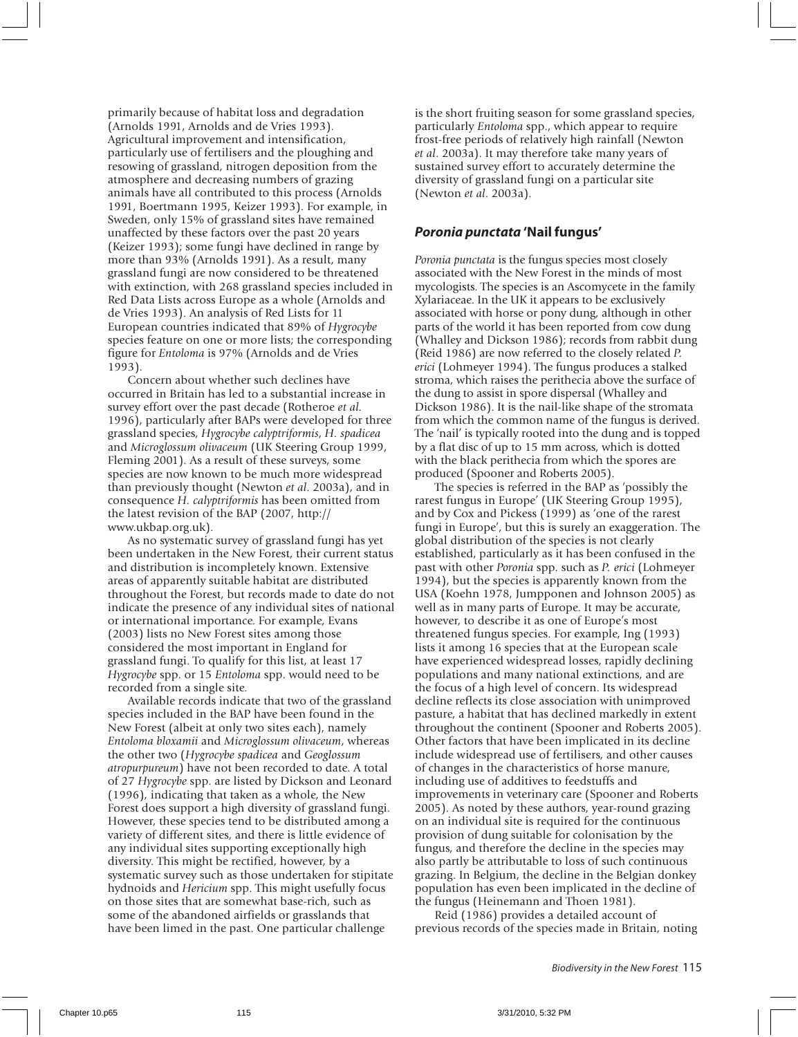primarily because of habitat loss and degradation (Arnolds 1991, Arnolds and de Vries 1993). Agricultural improvement and intensification, particularly use of fertilisers and the ploughing and resowing of grassland, nitrogen deposition from the atmosphere and decreasing numbers of grazing animals have all contributed to this process (Arnolds 1991, Boertmann 1995, Keizer 1993). For example, in Sweden, only 15% of grassland sites have remained unaffected by these factors over the past 20 years (Keizer 1993); some fungi have declined in range by more than 93% (Arnolds 1991). As a result, many grassland fungi are now considered to be threatened with extinction, with 268 grassland species included in Red Data Lists across Europe as a whole (Arnolds and de Vries 1993). An analysis of Red Lists for 11 European countries indicated that 89% of *Hygrocybe* species feature on one or more lists; the corresponding figure for *Entoloma* is 97% (Arnolds and de Vries 1993).

Concern about whether such declines have occurred in Britain has led to a substantial increase in survey effort over the past decade (Rotheroe *et al.* 1996), particularly after BAPs were developed for three grassland species, *Hygrocybe calyptriformis*, *H. spadicea* and *Microglossum olivaceum* (UK Steering Group 1999, Fleming 2001). As a result of these surveys, some species are now known to be much more widespread than previously thought (Newton *et al.* 2003a), and in consequence *H. calyptriformis* has been omitted from the latest revision of the BAP (2007, http://www.ukbap.org.uk).

As no systematic survey of grassland fungi has yet been undertaken in the New Forest, their current status and distribution is incompletely known. Extensive areas of apparently suitable habitat are distributed throughout the Forest, but records made to date do not indicate the presence of any individual sites of national or international importance. For example, Evans (2003) lists no New Forest sites among those considered the most important in England for grassland fungi. To qualify for this list, at least 17 *Hygrocybe* spp. or 15 *Entoloma* spp. would need to be recorded from a single site.

Available records indicate that two of the grassland species included in the BAP have been found in the New Forest (albeit at only two sites each), namely *Entoloma bloxamii* and *Microglossum olivaceum*, whereas the other two (*Hygrocybe spadicea* and *Geoglossum atropurpureum*) have not been recorded to date. A total of 27 *Hygrocybe* spp. are listed by Dickson and Leonard (1996), indicating that taken as a whole, the New Forest does support a high diversity of grassland fungi. However, these species tend to be distributed among a variety of different sites, and there is little evidence of any individual sites supporting exceptionally high diversity. This might be rectified, however, by a systematic survey such as those undertaken for stipitate hydnoids and *Hericium* spp. This might usefully focus on those sites that are somewhat base-rich, such as some of the abandoned airfields or grasslands that have been limed in the past. One particular challenge is the short fruiting season for some grassland species, particularly *Entoloma* spp., which appear to require frost-free periods of relatively high rainfall (Newton *et al*. 2003a). It may therefore take many years of sustained survey effort to accurately determine the diversity of grassland fungi on a particular site (Newton *et al*. 2003a).

## *Poronia punctata* 'Nail fungus'

*Poronia punctata* is the fungus species most closely associated with the New Forest in the minds of most mycologists. The species is an Ascomycete in the family Xylariaceae. In the UK it appears to be exclusively associated with horse or pony dung, although in other parts of the world it has been reported from cow dung (Whalley and Dickson 1986); records from rabbit dung (Reid 1986) are now referred to the closely related *P. erici* (Lohmeyer 1994). The fungus produces a stalked stroma, which raises the perithecia above the surface of the dung to assist in spore dispersal (Whalley and Dickson 1986). It is the nail-like shape of the stromata from which the common name of the fungus is derived. The 'nail' is typically rooted into the dung and is topped by a flat disc of up to 15 mm across, which is dotted with the black perithecia from which the spores are produced (Spooner and Roberts 2005).

The species is referred in the BAP as 'possibly the rarest fungus in Europe' (UK Steering Group 1995), and by Cox and Pickess (1999) as 'one of the rarest fungi in Europe', but this is surely an exaggeration. The global distribution of the species is not clearly established, particularly as it has been confused in the past with other *Poronia* spp. such as *P. erici* (Lohmeyer 1994), but the species is apparently known from the USA (Koehn 1978, Jumpponen and Johnson 2005) as well as in many parts of Europe. It may be accurate, however, to describe it as one of Europe's most threatened fungus species. For example, Ing (1993) lists it among 16 species that at the European scale have experienced widespread losses, rapidly declining populations and many national extinctions, and are the focus of a high level of concern. Its widespread decline reflects its close association with unimproved pasture, a habitat that has declined markedly in extent throughout the continent (Spooner and Roberts 2005). Other factors that have been implicated in its decline include widespread use of fertilisers, and other causes of changes in the characteristics of horse manure, including use of additives to feedstuffs and improvements in veterinary care (Spooner and Roberts 2005). As noted by these authors, year-round grazing on an individual site is required for the continuous provision of dung suitable for colonisation by the fungus, and therefore the decline in the species may also partly be attributable to loss of such continuous grazing. In Belgium, the decline in the Belgian donkey population has even been implicated in the decline of the fungus (Heinemann and Thoen 1981).

Reid (1986) provides a detailed account of previous records of the species made in Britain, noting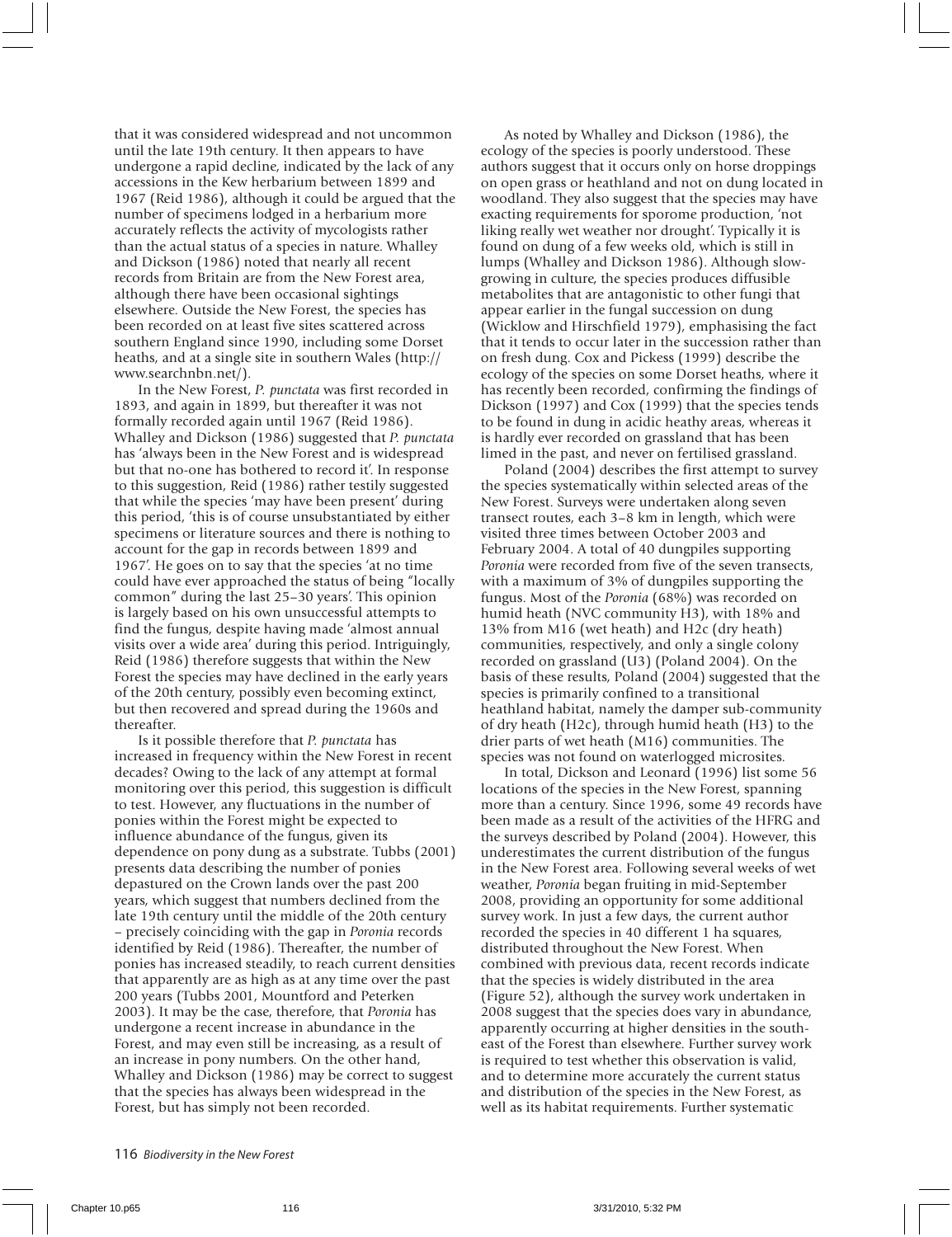that it was considered widespread and not uncommon until the late 19th century. It then appears to have undergone a rapid decline, indicated by the lack of any accessions in the Kew herbarium between 1899 and 1967 (Reid 1986), although it could be argued that the number of specimens lodged in a herbarium more accurately reflects the activity of mycologists rather than the actual status of a species in nature. Whalley and Dickson (1986) noted that nearly all recent records from Britain are from the New Forest area, although there have been occasional sightings elsewhere. Outside the New Forest, the species has been recorded on at least five sites scattered across southern England since 1990, including some Dorset heaths, and at a single site in southern Wales (http://www.searchnbn.net/).

In the New Forest, *P. punctata* was first recorded in 1893, and again in 1899, but thereafter it was not formally recorded again until 1967 (Reid 1986). Whalley and Dickson (1986) suggested that *P. punctata* has 'always been in the New Forest and is widespread but that no-one has bothered to record it'. In response to this suggestion, Reid (1986) rather testily suggested that while the species 'may have been present' during this period, 'this is of course unsubstantiated by either specimens or literature sources and there is nothing to account for the gap in records between 1899 and 1967'. He goes on to say that the species 'at no time could have ever approached the status of being "locally common" during the last 25–30 years'. This opinion is largely based on his own unsuccessful attempts to find the fungus, despite having made 'almost annual visits over a wide area' during this period. Intriguingly, Reid (1986) therefore suggests that within the New Forest the species may have declined in the early years of the 20th century, possibly even becoming extinct, but then recovered and spread during the 1960s and thereafter.

Is it possible therefore that *P. punctata* has increased in frequency within the New Forest in recent decades? Owing to the lack of any attempt at formal monitoring over this period, this suggestion is difficult to test. However, any fluctuations in the number of ponies within the Forest might be expected to influence abundance of the fungus, given its dependence on pony dung as a substrate. Tubbs (2001) presents data describing the number of ponies depastured on the Crown lands over the past 200 years, which suggest that numbers declined from the late 19th century until the middle of the 20th century – precisely coinciding with the gap in *Poronia* records identified by Reid (1986). Thereafter, the number of ponies has increased steadily, to reach current densities that apparently are as high as at any time over the past 200 years (Tubbs 2001, Mountford and Peterken 2003). It may be the case, therefore, that *Poronia* has undergone a recent increase in abundance in the Forest, and may even still be increasing, as a result of an increase in pony numbers. On the other hand, Whalley and Dickson (1986) may be correct to suggest that the species has always been widespread in the Forest, but has simply not been recorded.

As noted by Whalley and Dickson (1986), the ecology of the species is poorly understood. These authors suggest that it occurs only on horse droppings on open grass or heathland and not on dung located in woodland. They also suggest that the species may have exacting requirements for sporome production, 'not liking really wet weather nor drought'. Typically it is found on dung of a few weeks old, which is still in lumps (Whalley and Dickson 1986). Although slow-growing in culture, the species produces diffusible metabolites that are antagonistic to other fungi that appear earlier in the fungal succession on dung (Wicklow and Hirschfield 1979), emphasising the fact that it tends to occur later in the succession rather than on fresh dung. Cox and Pickess (1999) describe the ecology of the species on some Dorset heaths, where it has recently been recorded, confirming the findings of Dickson (1997) and Cox (1999) that the species tends to be found in dung in acidic heathy areas, whereas it is hardly ever recorded on grassland that has been limed in the past, and never on fertilised grassland.

Poland (2004) describes the first attempt to survey the species systematically within selected areas of the New Forest. Surveys were undertaken along seven transect routes, each 3–8 km in length, which were visited three times between October 2003 and February 2004. A total of 40 dungpiles supporting *Poronia* were recorded from five of the seven transects, with a maximum of 3% of dungpiles supporting the fungus. Most of the *Poronia* (68%) was recorded on humid heath (NVC community H3), with 18% and 13% from M16 (wet heath) and H2c (dry heath) communities, respectively, and only a single colony recorded on grassland (U3) (Poland 2004). On the basis of these results, Poland (2004) suggested that the species is primarily confined to a transitional heathland habitat, namely the damper sub-community of dry heath (H2c), through humid heath (H3) to the drier parts of wet heath (M16) communities. The species was not found on waterlogged microsites.

In total, Dickson and Leonard (1996) list some 56 locations of the species in the New Forest, spanning more than a century. Since 1996, some 49 records have been made as a result of the activities of the HFRG and the surveys described by Poland (2004). However, this underestimates the current distribution of the fungus in the New Forest area. Following several weeks of wet weather, *Poronia* began fruiting in mid-September 2008, providing an opportunity for some additional survey work. In just a few days, the current author recorded the species in 40 different 1 ha squares, distributed throughout the New Forest. When combined with previous data, recent records indicate that the species is widely distributed in the area (Figure 52), although the survey work undertaken in 2008 suggest that the species does vary in abundance, apparently occurring at higher densities in the south-east of the Forest than elsewhere. Further survey work is required to test whether this observation is valid, and to determine more accurately the current status and distribution of the species in the New Forest, as well as its habitat requirements. Further systematic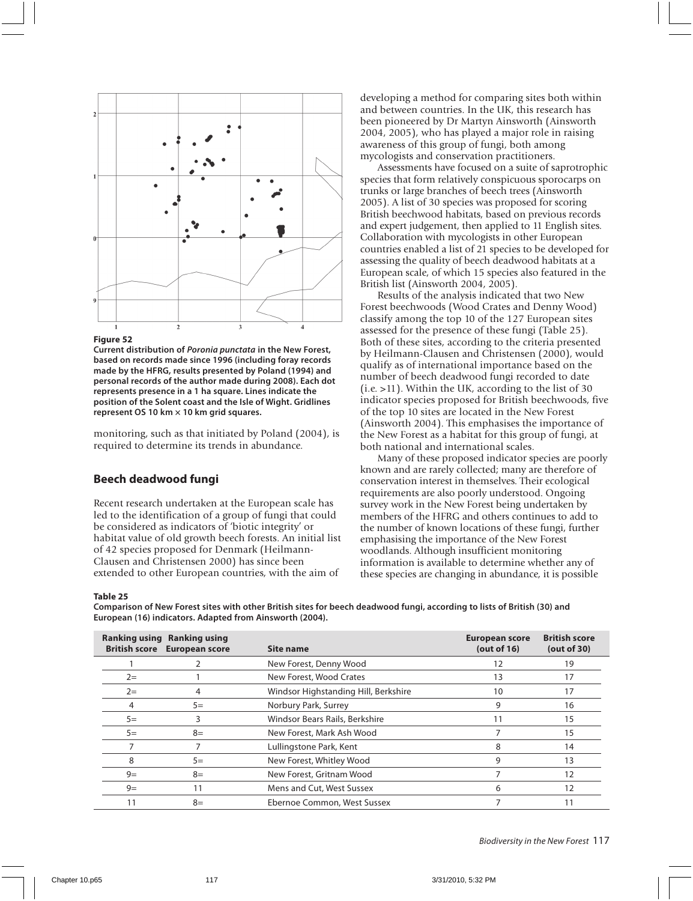**Figure 52**
**Current distribution of *Poronia punctata* in the New Forest, based on records made since 1996 (including foray records made by the HFRG, results presented by Poland (1994) and personal records of the author made during 2008). Each dot represents presence in a 1 ha square. Lines indicate the position of the Solent coast and the Isle of Wight. Gridlines represent OS 10 km × 10 km grid squares.**

monitoring, such as that initiated by Poland (2004), is required to determine its trends in abundance.

## Beech deadwood fungi

Recent research undertaken at the European scale has led to the identification of a group of fungi that could be considered as indicators of 'biotic integrity' or habitat value of old growth beech forests. An initial list of 42 species proposed for Denmark (Heilmann-Clausen and Christensen 2000) has since been extended to other European countries, with the aim of developing a method for comparing sites both within and between countries. In the UK, this research has been pioneered by Dr Martyn Ainsworth (Ainsworth 2004, 2005), who has played a major role in raising awareness of this group of fungi, both among mycologists and conservation practitioners.

Assessments have focused on a suite of saprotrophic species that form relatively conspicuous sporocarps on trunks or large branches of beech trees (Ainsworth 2005). A list of 30 species was proposed for scoring British beechwood habitats, based on previous records and expert judgement, then applied to 11 English sites. Collaboration with mycologists in other European countries enabled a list of 21 species to be developed for assessing the quality of beech deadwood habitats at a European scale, of which 15 species also featured in the British list (Ainsworth 2004, 2005).

Results of the analysis indicated that two New Forest beechwoods (Wood Crates and Denny Wood) classify among the top 10 of the 127 European sites assessed for the presence of these fungi (Table 25). Both of these sites, according to the criteria presented by Heilmann-Clausen and Christensen (2000), would qualify as of international importance based on the number of beech deadwood fungi recorded to date (i.e. >11). Within the UK, according to the list of 30 indicator species proposed for British beechwoods, five of the top 10 sites are located in the New Forest (Ainsworth 2004). This emphasises the importance of the New Forest as a habitat for this group of fungi, at both national and international scales.

Many of these proposed indicator species are poorly known and are rarely collected; many are therefore of conservation interest in themselves. Their ecological requirements are also poorly understood. Ongoing survey work in the New Forest being undertaken by members of the HFRG and others continues to add to the number of known locations of these fungi, further emphasising the importance of the New Forest woodlands. Although insufficient monitoring information is available to determine whether any of these species are changing in abundance, it is possible

**Table 25**
**Comparison of New Forest sites with other British sites for beech deadwood fungi, according to lists of British (30) and European (16) indicators. Adapted from Ainsworth (2004).**

| Ranking using British score | Ranking using European score | Site name | European score (out of 16) | British score (out of 30) |
|---|---|---|---|---|
| 1 | 2 | New Forest, Denny Wood | 12 | 19 |
| 2= | 1 | New Forest, Wood Crates | 13 | 17 |
| 2= | 4 | Windsor Highstanding Hill, Berkshire | 10 | 17 |
| 4 | 5= | Norbury Park, Surrey | 9 | 16 |
| 5= | 3 | Windsor Bears Rails, Berkshire | 11 | 15 |
| 5= | 8= | New Forest, Mark Ash Wood | 7 | 15 |
| 7 | 7 | Lullingstone Park, Kent | 8 | 14 |
| 8 | 5= | New Forest, Whitley Wood | 9 | 13 |
| 9= | 8= | New Forest, Gritnam Wood | 7 | 12 |
| 9= | 11 | Mens and Cut, West Sussex | 6 | 12 |
| 11 | 8= | Ebernoe Common, West Sussex | 7 | 11 |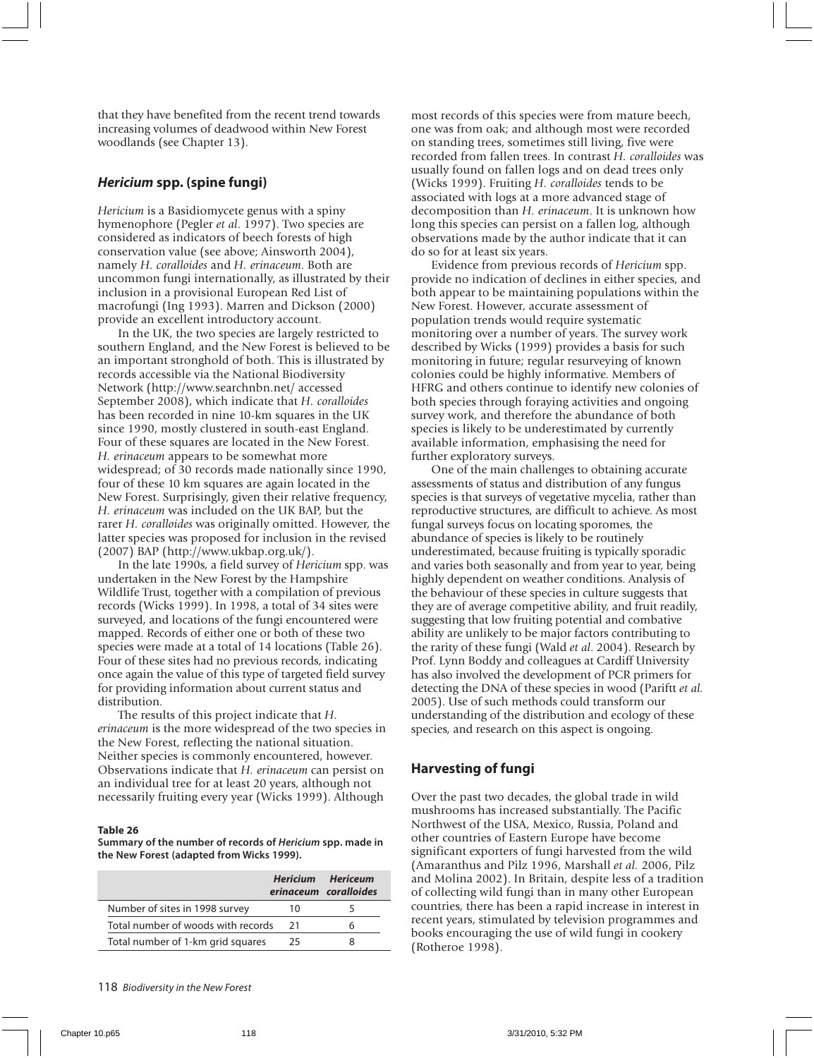that they have benefited from the recent trend towards increasing volumes of deadwood within New Forest woodlands (see Chapter 13).

## *Hericium* spp. (spine fungi)

*Hericium* is a Basidiomycete genus with a spiny hymenophore (Pegler *et al*. 1997). Two species are considered as indicators of beech forests of high conservation value (see above; Ainsworth 2004), namely *H. coralloides* and *H. erinaceum*. Both are uncommon fungi internationally, as illustrated by their inclusion in a provisional European Red List of macrofungi (Ing 1993). Marren and Dickson (2000) provide an excellent introductory account.

In the UK, the two species are largely restricted to southern England, and the New Forest is believed to be an important stronghold of both. This is illustrated by records accessible via the National Biodiversity Network (http://www.searchnbn.net/ accessed September 2008), which indicate that *H. coralloides* has been recorded in nine 10-km squares in the UK since 1990, mostly clustered in south-east England. Four of these squares are located in the New Forest. *H. erinaceum* appears to be somewhat more widespread; of 30 records made nationally since 1990, four of these 10 km squares are again located in the New Forest. Surprisingly, given their relative frequency, *H. erinaceum* was included on the UK BAP, but the rarer *H. coralloides* was originally omitted. However, the latter species was proposed for inclusion in the revised (2007) BAP (http://www.ukbap.org.uk/).

In the late 1990s, a field survey of *Hericium* spp. was undertaken in the New Forest by the Hampshire Wildlife Trust, together with a compilation of previous records (Wicks 1999). In 1998, a total of 34 sites were surveyed, and locations of the fungi encountered were mapped. Records of either one or both of these two species were made at a total of 14 locations (Table 26). Four of these sites had no previous records, indicating once again the value of this type of targeted field survey for providing information about current status and distribution.

The results of this project indicate that *H. erinaceum* is the more widespread of the two species in the New Forest, reflecting the national situation. Neither species is commonly encountered, however. Observations indicate that *H. erinaceum* can persist on an individual tree for at least 20 years, although not necessarily fruiting every year (Wicks 1999). Although most records of this species were from mature beech, one was from oak; and although most were recorded on standing trees, sometimes still living, five were recorded from fallen trees. In contrast *H. coralloides* was usually found on fallen logs and on dead trees only (Wicks 1999). Fruiting *H. coralloides* tends to be associated with logs at a more advanced stage of decomposition than *H. erinaceum*. It is unknown how long this species can persist on a fallen log, although observations made by the author indicate that it can do so for at least six years.

Evidence from previous records of *Hericium* spp. provide no indication of declines in either species, and both appear to be maintaining populations within the New Forest. However, accurate assessment of population trends would require systematic monitoring over a number of years. The survey work described by Wicks (1999) provides a basis for such monitoring in future; regular resurveying of known colonies could be highly informative. Members of HFRG and others continue to identify new colonies of both species through foraying activities and ongoing survey work, and therefore the abundance of both species is likely to be underestimated by currently available information, emphasising the need for further exploratory surveys.

One of the main challenges to obtaining accurate assessments of status and distribution of any fungus species is that surveys of vegetative mycelia, rather than reproductive structures, are difficult to achieve. As most fungal surveys focus on locating sporomes, the abundance of species is likely to be routinely underestimated, because fruiting is typically sporadic and varies both seasonally and from year to year, being highly dependent on weather conditions. Analysis of the behaviour of these species in culture suggests that they are of average competitive ability, and fruit readily, suggesting that low fruiting potential and combative ability are unlikely to be major factors contributing to the rarity of these fungi (Wald *et al*. 2004). Research by Prof. Lynn Boddy and colleagues at Cardiff University has also involved the development of PCR primers for detecting the DNA of these species in wood (Pariftt *et al.* 2005). Use of such methods could transform our understanding of the distribution and ecology of these species, and research on this aspect is ongoing.

**Table 26**
**Summary of the number of records of *Hericium* spp. made in the New Forest (adapted from Wicks 1999).**

| | *Hericium erinaceum* | *Hericeum coralloides* |
|---|---|---|
| Number of sites in 1998 survey | 10 | 5 |
| Total number of woods with records | 21 | 6 |
| Total number of 1-km grid squares | 25 | 8 |

## Harvesting of fungi

Over the past two decades, the global trade in wild mushrooms has increased substantially. The Pacific Northwest of the USA, Mexico, Russia, Poland and other countries of Eastern Europe have become significant exporters of fungi harvested from the wild (Amaranthus and Pilz 1996, Marshall *et al.* 2006, Pilz and Molina 2002). In Britain, despite less of a tradition of collecting wild fungi than in many other European countries, there has been a rapid increase in interest in recent years, stimulated by television programmes and books encouraging the use of wild fungi in cookery (Rotheroe 1998).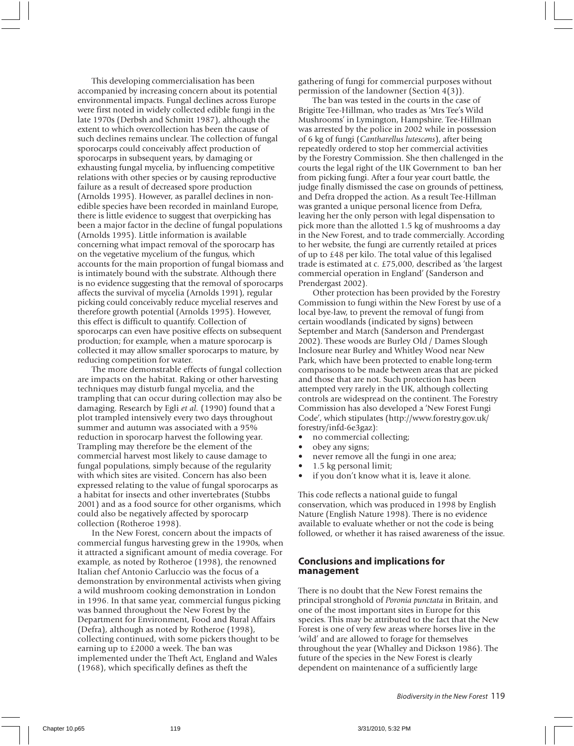This developing commercialisation has been accompanied by increasing concern about its potential environmental impacts. Fungal declines across Europe were first noted in widely collected edible fungi in the late 1970s (Derbsh and Schmitt 1987), although the extent to which overcollection has been the cause of such declines remains unclear. The collection of fungal sporocarps could conceivably affect production of sporocarps in subsequent years, by damaging or exhausting fungal mycelia, by influencing competitive relations with other species or by causing reproductive failure as a result of decreased spore production (Arnolds 1995). However, as parallel declines in non-edible species have been recorded in mainland Europe, there is little evidence to suggest that overpicking has been a major factor in the decline of fungal populations (Arnolds 1995). Little information is available concerning what impact removal of the sporocarp has on the vegetative mycelium of the fungus, which accounts for the main proportion of fungal biomass and is intimately bound with the substrate. Although there is no evidence suggesting that the removal of sporocarps affects the survival of mycelia (Arnolds 1991), regular picking could conceivably reduce mycelial reserves and therefore growth potential (Arnolds 1995). However, this effect is difficult to quantify. Collection of sporocarps can even have positive effects on subsequent production; for example, when a mature sporocarp is collected it may allow smaller sporocarps to mature, by reducing competition for water.

The more demonstrable effects of fungal collection are impacts on the habitat. Raking or other harvesting techniques may disturb fungal mycelia, and the trampling that can occur during collection may also be damaging. Research by Egli *et al.* (1990) found that a plot trampled intensively every two days throughout summer and autumn was associated with a 95% reduction in sporocarp harvest the following year. Trampling may therefore be the element of the commercial harvest most likely to cause damage to fungal populations, simply because of the regularity with which sites are visited. Concern has also been expressed relating to the value of fungal sporocarps as a habitat for insects and other invertebrates (Stubbs 2001) and as a food source for other organisms, which could also be negatively affected by sporocarp collection (Rotheroe 1998).

In the New Forest, concern about the impacts of commercial fungus harvesting grew in the 1990s, when it attracted a significant amount of media coverage. For example, as noted by Rotheroe (1998), the renowned Italian chef Antonio Carluccio was the focus of a demonstration by environmental activists when giving a wild mushroom cooking demonstration in London in 1996. In that same year, commercial fungus picking was banned throughout the New Forest by the Department for Environment, Food and Rural Affairs (Defra), although as noted by Rotheroe (1998), collecting continued, with some pickers thought to be earning up to £2000 a week. The ban was implemented under the Theft Act, England and Wales (1968), which specifically defines as theft the gathering of fungi for commercial purposes without permission of the landowner (Section 4(3)).

The ban was tested in the courts in the case of Brigitte Tee-Hillman, who trades as 'Mrs Tee's Wild Mushrooms' in Lymington, Hampshire. Tee-Hillman was arrested by the police in 2002 while in possession of 6 kg of fungi (*Cantharellus lutescens*), after being repeatedly ordered to stop her commercial activities by the Forestry Commission. She then challenged in the courts the legal right of the UK Government to ban her from picking fungi. After a four year court battle, the judge finally dismissed the case on grounds of pettiness, and Defra dropped the action. As a result Tee-Hillman was granted a unique personal licence from Defra, leaving her the only person with legal dispensation to pick more than the allotted 1.5 kg of mushrooms a day in the New Forest, and to trade commercially. According to her website, the fungi are currently retailed at prices of up to £48 per kilo. The total value of this legalised trade is estimated at c. £75,000, described as 'the largest commercial operation in England' (Sanderson and Prendergast 2002).

Other protection has been provided by the Forestry Commission to fungi within the New Forest by use of a local bye-law, to prevent the removal of fungi from certain woodlands (indicated by signs) between September and March (Sanderson and Prendergast 2002). These woods are Burley Old / Dames Slough Inclosure near Burley and Whitley Wood near New Park, which have been protected to enable long-term comparisons to be made between areas that are picked and those that are not. Such protection has been attempted very rarely in the UK, although collecting controls are widespread on the continent. The Forestry Commission has also developed a 'New Forest Fungi Code', which stipulates (http://www.forestry.gov.uk/forestry/infd-6e3gaz):

- no commercial collecting;
- obey any signs;
- never remove all the fungi in one area;
- 1.5 kg personal limit;
- if you don't know what it is, leave it alone.

This code reflects a national guide to fungal conservation, which was produced in 1998 by English Nature (English Nature 1998). There is no evidence available to evaluate whether or not the code is being followed, or whether it has raised awareness of the issue.

## Conclusions and implications for management

There is no doubt that the New Forest remains the principal stronghold of *Poronia punctata* in Britain, and one of the most important sites in Europe for this species. This may be attributed to the fact that the New Forest is one of very few areas where horses live in the 'wild' and are allowed to forage for themselves throughout the year (Whalley and Dickson 1986). The future of the species in the New Forest is clearly dependent on maintenance of a sufficiently large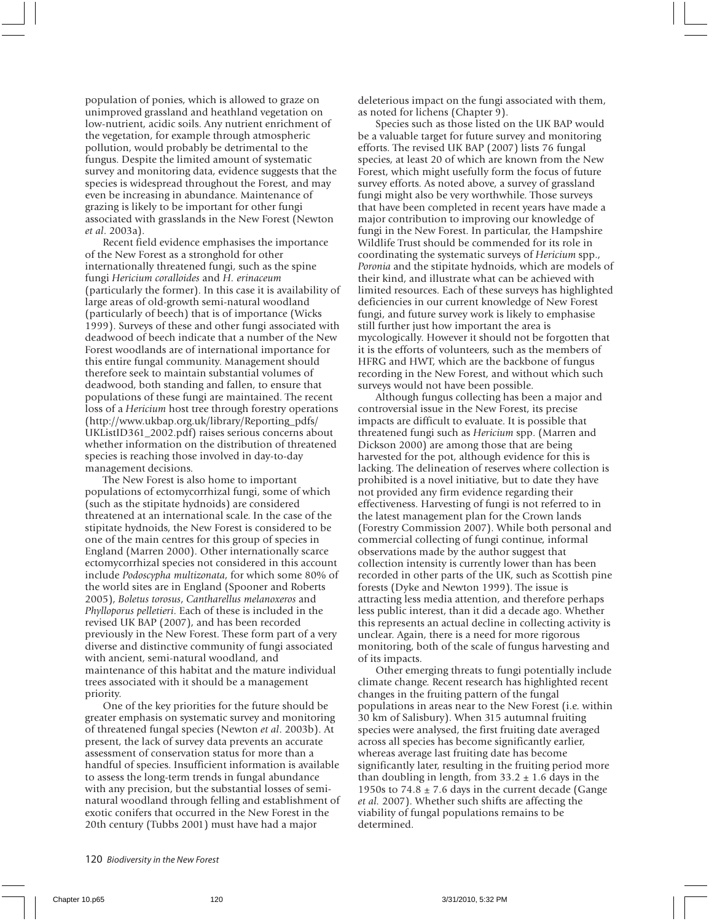population of ponies, which is allowed to graze on unimproved grassland and heathland vegetation on low-nutrient, acidic soils. Any nutrient enrichment of the vegetation, for example through atmospheric pollution, would probably be detrimental to the fungus. Despite the limited amount of systematic survey and monitoring data, evidence suggests that the species is widespread throughout the Forest, and may even be increasing in abundance. Maintenance of grazing is likely to be important for other fungi associated with grasslands in the New Forest (Newton *et al*. 2003a).

Recent field evidence emphasises the importance of the New Forest as a stronghold for other internationally threatened fungi, such as the spine fungi *Hericium coralloides* and *H. erinaceum* (particularly the former). In this case it is availability of large areas of old-growth semi-natural woodland (particularly of beech) that is of importance (Wicks 1999). Surveys of these and other fungi associated with deadwood of beech indicate that a number of the New Forest woodlands are of international importance for this entire fungal community. Management should therefore seek to maintain substantial volumes of deadwood, both standing and fallen, to ensure that populations of these fungi are maintained. The recent loss of a *Hericium* host tree through forestry operations (http://www.ukbap.org.uk/library/Reporting_pdfs/UKListID361_2002.pdf) raises serious concerns about whether information on the distribution of threatened species is reaching those involved in day-to-day management decisions.

The New Forest is also home to important populations of ectomycorrhizal fungi, some of which (such as the stipitate hydnoids) are considered threatened at an international scale. In the case of the stipitate hydnoids, the New Forest is considered to be one of the main centres for this group of species in England (Marren 2000). Other internationally scarce ectomycorrhizal species not considered in this account include *Podoscypha multizonata*, for which some 80% of the world sites are in England (Spooner and Roberts 2005), *Boletus torosus*, *Cantharellus melanoxeros* and *Phylloporus pelletieri*. Each of these is included in the revised UK BAP (2007), and has been recorded previously in the New Forest. These form part of a very diverse and distinctive community of fungi associated with ancient, semi-natural woodland, and maintenance of this habitat and the mature individual trees associated with it should be a management priority.

One of the key priorities for the future should be greater emphasis on systematic survey and monitoring of threatened fungal species (Newton *et al*. 2003b). At present, the lack of survey data prevents an accurate assessment of conservation status for more than a handful of species. Insufficient information is available to assess the long-term trends in fungal abundance with any precision, but the substantial losses of semi-natural woodland through felling and establishment of exotic conifers that occurred in the New Forest in the 20th century (Tubbs 2001) must have had a major deleterious impact on the fungi associated with them, as noted for lichens (Chapter 9).

Species such as those listed on the UK BAP would be a valuable target for future survey and monitoring efforts. The revised UK BAP (2007) lists 76 fungal species, at least 20 of which are known from the New Forest, which might usefully form the focus of future survey efforts. As noted above, a survey of grassland fungi might also be very worthwhile. Those surveys that have been completed in recent years have made a major contribution to improving our knowledge of fungi in the New Forest. In particular, the Hampshire Wildlife Trust should be commended for its role in coordinating the systematic surveys of *Hericium* spp., *Poronia* and the stipitate hydnoids, which are models of their kind, and illustrate what can be achieved with limited resources. Each of these surveys has highlighted deficiencies in our current knowledge of New Forest fungi, and future survey work is likely to emphasise still further just how important the area is mycologically. However it should not be forgotten that it is the efforts of volunteers, such as the members of HFRG and HWT, which are the backbone of fungus recording in the New Forest, and without which such surveys would not have been possible.

Although fungus collecting has been a major and controversial issue in the New Forest, its precise impacts are difficult to evaluate. It is possible that threatened fungi such as *Hericium* spp. (Marren and Dickson 2000) are among those that are being harvested for the pot, although evidence for this is lacking. The delineation of reserves where collection is prohibited is a novel initiative, but to date they have not provided any firm evidence regarding their effectiveness. Harvesting of fungi is not referred to in the latest management plan for the Crown lands (Forestry Commission 2007). While both personal and commercial collecting of fungi continue, informal observations made by the author suggest that collection intensity is currently lower than has been recorded in other parts of the UK, such as Scottish pine forests (Dyke and Newton 1999). The issue is attracting less media attention, and therefore perhaps less public interest, than it did a decade ago. Whether this represents an actual decline in collecting activity is unclear. Again, there is a need for more rigorous monitoring, both of the scale of fungus harvesting and of its impacts.

Other emerging threats to fungi potentially include climate change. Recent research has highlighted recent changes in the fruiting pattern of the fungal populations in areas near to the New Forest (i.e. within 30 km of Salisbury). When 315 autumnal fruiting species were analysed, the first fruiting date averaged across all species has become significantly earlier, whereas average last fruiting date has become significantly later, resulting in the fruiting period more than doubling in length, from $33.2 \pm 1.6$ days in the 1950s to $74.8 \pm 7.6$ days in the current decade (Gange *et al.* 2007). Whether such shifts are affecting the viability of fungal populations remains to be determined.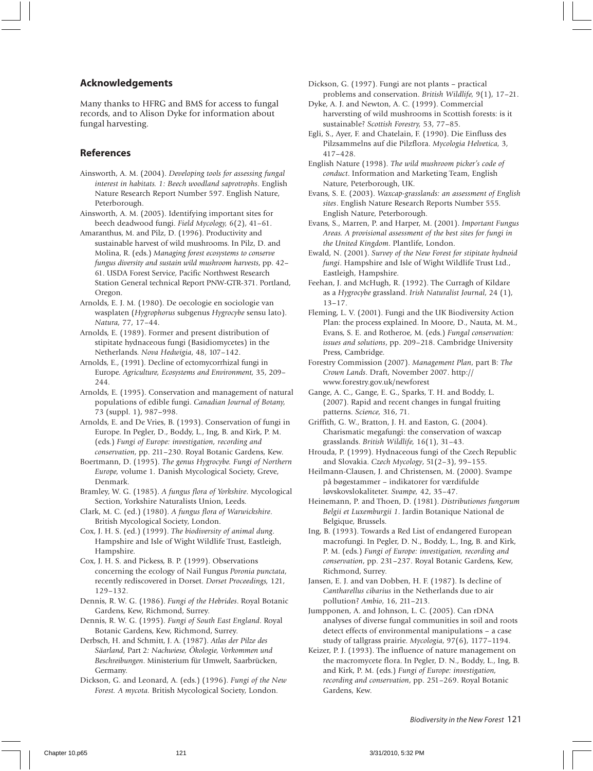## Acknowledgements

Many thanks to HFRG and BMS for access to fungal records, and to Alison Dyke for information about fungal harvesting.

## References

Ainsworth, A. M. (2004). *Developing tools for assessing fungal interest in habitats. 1: Beech woodland saprotrophs*. English Nature Research Report Number 597. English Nature, Peterborough.

Ainsworth, A. M. (2005). Identifying important sites for beech deadwood fungi. *Field Mycology*, 6(2), 41–61.

Amaranthus, M. and Pilz, D. (1996). Productivity and sustainable harvest of wild mushrooms. In Pilz, D. and Molina, R. (eds.) *Managing forest ecosystems to conserve fungus diversity and sustain wild mushroom harvests*, pp. 42–61. USDA Forest Service, Pacific Northwest Research Station General technical Report PNW-GTR-371. Portland, Oregon.

Arnolds, E. J. M. (1980). De oecologie en sociologie van wasplaten (*Hygrophorus* subgenus *Hygrocybe* sensu lato). *Natura*, 77, 17–44.

Arnolds, E. (1989). Former and present distribution of stipitate hydnaceous fungi (Basidiomycetes) in the Netherlands. *Nova Hedwigia*, 48, 107–142.

Arnolds, E., (1991). Decline of ectomycorrhizal fungi in Europe. *Agriculture, Ecosystems and Environment*, 35, 209–244.

Arnolds, E. (1995). Conservation and management of natural populations of edible fungi. *Canadian Journal of Botany*, 73 (suppl. 1), 987–998.

Arnolds, E. and De Vries, B. (1993). Conservation of fungi in Europe. In Pegler, D., Boddy, L., Ing, B. and Kirk, P. M. (eds.) *Fungi of Europe: investigation, recording and conservation*, pp. 211–230. Royal Botanic Gardens, Kew.

Boertmann, D. (1995). *The genus Hygrocybe. Fungi of Northern Europe*, volume 1. Danish Mycological Society, Greve, Denmark.

Bramley, W. G. (1985). *A fungus flora of Yorkshire*. Mycological Section, Yorkshire Naturalists Union, Leeds.

Clark, M. C. (ed.) (1980). *A fungus flora of Warwickshire*. British Mycological Society, London.

Cox, J. H. S. (ed.) (1999). *The biodiversity of animal dung*. Hampshire and Isle of Wight Wildlife Trust, Eastleigh, Hampshire.

Cox, J. H. S. and Pickess, B. P. (1999). Observations concerning the ecology of Nail Fungus *Poronia punctata*, recently rediscovered in Dorset. *Dorset Proceedings*, 121, 129–132.

Dennis, R. W. G. (1986). *Fungi of the Hebrides*. Royal Botanic Gardens, Kew, Richmond, Surrey.

Dennis, R. W. G. (1995). *Fungi of South East England*. Royal Botanic Gardens, Kew, Richmond, Surrey.

Derbsch, H. and Schmitt, J. A. (1987). *Atlas der Pilze des Säarland,* Part 2*: Nachwiese, Ökologie, Vorkommen und Beschreibungen*. Ministerium für Umwelt, Saarbrücken, Germany.

Dickson, G. and Leonard, A. (eds.) (1996). *Fungi of the New Forest. A mycota*. British Mycological Society, London.

Dickson, G. (1997). Fungi are not plants – practical problems and conservation. *British Wildlife*, 9(1), 17–21.

Dyke, A. J. and Newton, A. C. (1999). Commercial harversting of wild mushrooms in Scottish forests: is it sustainable? *Scottish Forestry*, 53, 77–85.

Egli, S., Ayer, F. and Chatelain, F. (1990). Die Einfluss des Pilzsammelns auf die Pilzflora. *Mycologia Helvetica*, 3, 417–428.

English Nature (1998). *The wild mushroom picker's code of conduct*. Information and Marketing Team, English Nature, Peterborough, UK.

Evans, S. E. (2003). *Waxcap-grasslands: an assessment of English sites*. English Nature Research Reports Number 555. English Nature, Peterborough.

Evans, S., Marren, P. and Harper, M. (2001). *Important Fungus Areas. A provisional assessment of the best sites for fungi in the United Kingdom*. Plantlife, London.

Ewald, N. (2001). *Survey of the New Forest for stipitate hydnoid fungi*. Hampshire and Isle of Wight Wildlife Trust Ltd., Eastleigh, Hampshire.

Feehan, J. and McHugh, R. (1992). The Curragh of Kildare as a *Hygrocybe* grassland. *Irish Naturalist Journal*, 24 (1), 13–17.

Fleming, L. V. (2001). Fungi and the UK Biodiversity Action Plan: the process explained. In Moore, D., Nauta, M. M., Evans, S. E. and Rotheroe, M. (eds.) *Fungal conservation: issues and solutions*, pp. 209–218. Cambridge University Press, Cambridge.

Forestry Commission (2007). *Management Plan*, part B: *The Crown Lands*. Draft, November 2007. http://www.forestry.gov.uk/newforest

Gange, A. C., Gange, E. G., Sparks, T. H. and Boddy, L. (2007). Rapid and recent changes in fungal fruiting patterns. *Science*, 316, 71.

Griffith, G. W., Bratton, J. H. and Easton, G. (2004). Charismatic megafungi: the conservation of waxcap grasslands. *British Wildlife*, 16(1), 31–43.

Hrouda, P. (1999). Hydnaceous fungi of the Czech Republic and Slovakia. *Czech Mycology*, 51(2–3), 99–155.

Heilmann-Clausen, J. and Christensen, M. (2000). Svampe på bøgestammer – indikatorer for værdifulde løvskovslokaliteter. *Svampe*, 42, 35–47.

Heinemann, P. and Thoen, D. (1981). *Distributiones fungorum Belgii et Luxemburgii 1*. Jardin Botanique National de Belgique, Brussels.

Ing, B. (1993). Towards a Red List of endangered European macrofungi. In Pegler, D. N., Boddy, L., Ing, B. and Kirk, P. M. (eds.) *Fungi of Europe: investigation, recording and conservation*, pp. 231–237. Royal Botanic Gardens, Kew, Richmond, Surrey.

Jansen, E. J. and van Dobben, H. F. (1987). Is decline of *Cantharellus cibarius* in the Netherlands due to air pollution? *Ambio*, 16, 211–213.

Jumpponen, A. and Johnson, L. C. (2005). Can rDNA analyses of diverse fungal communities in soil and roots detect effects of environmental manipulations – a case study of tallgrass prairie. *Mycologia*, 97(6), 1177–1194.

Keizer, P. J. (1993). The influence of nature management on the macromycete flora. In Pegler, D. N., Boddy, L., Ing, B. and Kirk, P. M. (eds.) *Fungi of Europe: investigation, recording and conservation*, pp. 251–269. Royal Botanic Gardens, Kew.